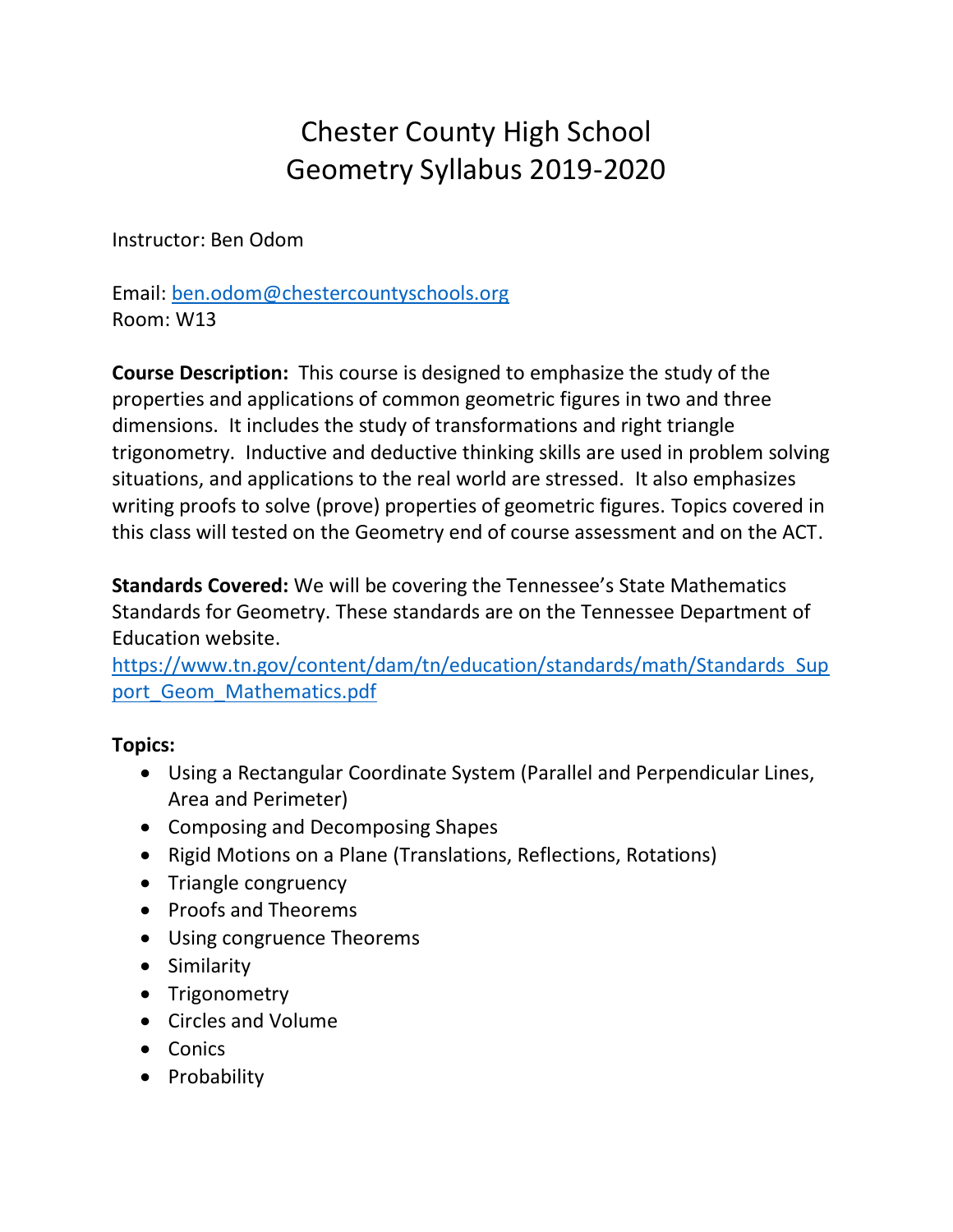# Chester County High School
# Geometry Syllabus 2019-2020

Instructor: Ben Odom

Email: [ben.odom@chestercountyschools.org](mailto:ben.odom@chestercountyschools.org)
Room: W13

**Course Description:** This course is designed to emphasize the study of the properties and applications of common geometric figures in two and three dimensions. It includes the study of transformations and right triangle trigonometry. Inductive and deductive thinking skills are used in problem solving situations, and applications to the real world are stressed. It also emphasizes writing proofs to solve (prove) properties of geometric figures. Topics covered in this class will tested on the Geometry end of course assessment and on the ACT.

**Standards Covered:** We will be covering the Tennessee's State Mathematics Standards for Geometry. These standards are on the Tennessee Department of Education website.
[https://www.tn.gov/content/dam/tn/education/standards/math/Standards_Support_Geom_Mathematics.pdf](https://www.tn.gov/content/dam/tn/education/standards/math/Standards_Support_Geom_Mathematics.pdf)

**Topics:**

- Using a Rectangular Coordinate System (Parallel and Perpendicular Lines, Area and Perimeter)
- Composing and Decomposing Shapes
- Rigid Motions on a Plane (Translations, Reflections, Rotations)
- Triangle congruency
- Proofs and Theorems
- Using congruence Theorems
- Similarity
- Trigonometry
- Circles and Volume
- Conics
- Probability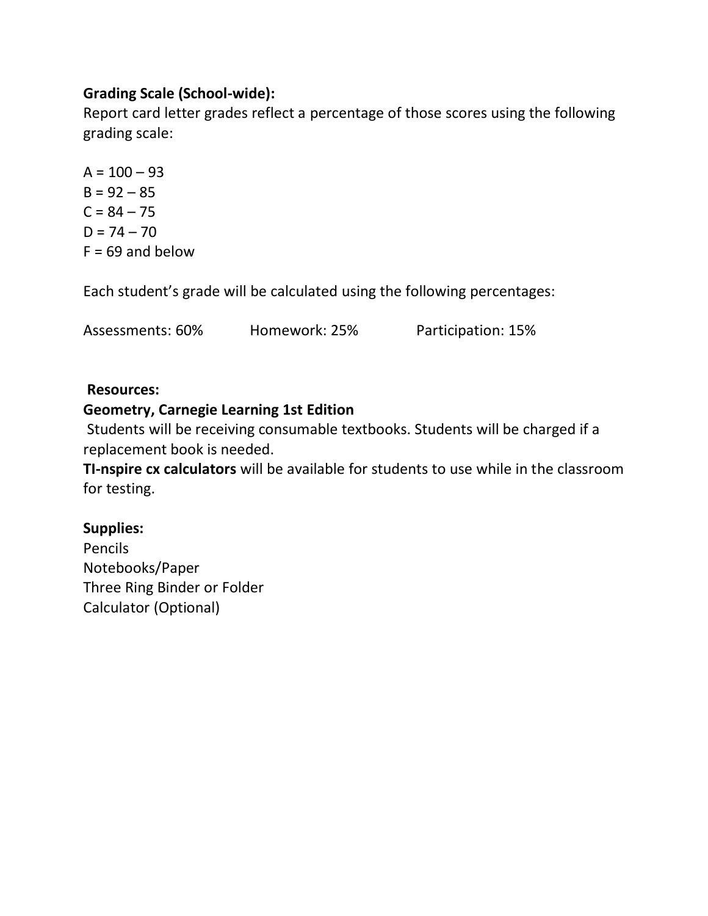**Grading Scale (School-wide):**
Report card letter grades reflect a percentage of those scores using the following grading scale:

A = 100 – 93
B = 92 – 85
C = 84 – 75
D = 74 – 70
F = 69 and below

Each student's grade will be calculated using the following percentages:

Assessments: 60% Homework: 25% Participation: 15%

**Resources:**

**Geometry, Carnegie Learning 1st Edition**
Students will be receiving consumable textbooks. Students will be charged if a replacement book is needed.
**TI-nspire cx calculators** will be available for students to use while in the classroom for testing.

**Supplies:**
Pencils
Notebooks/Paper
Three Ring Binder or Folder
Calculator (Optional)